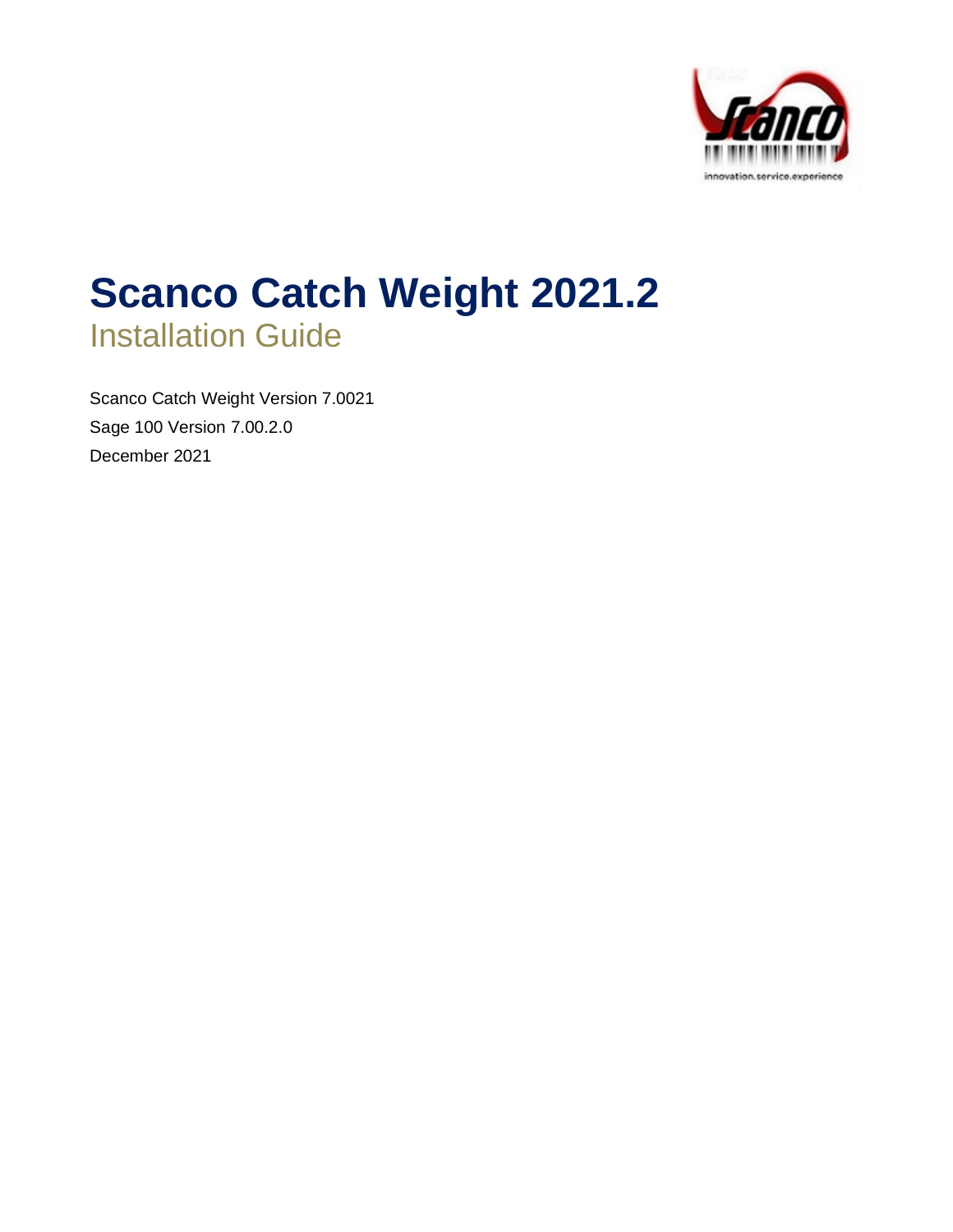# Scanco Catch Weight 2021.2

## Installation Guide

Scanco Catch Weight Version 7.0021

Sage 100 Version 7.00.2.0

December 2021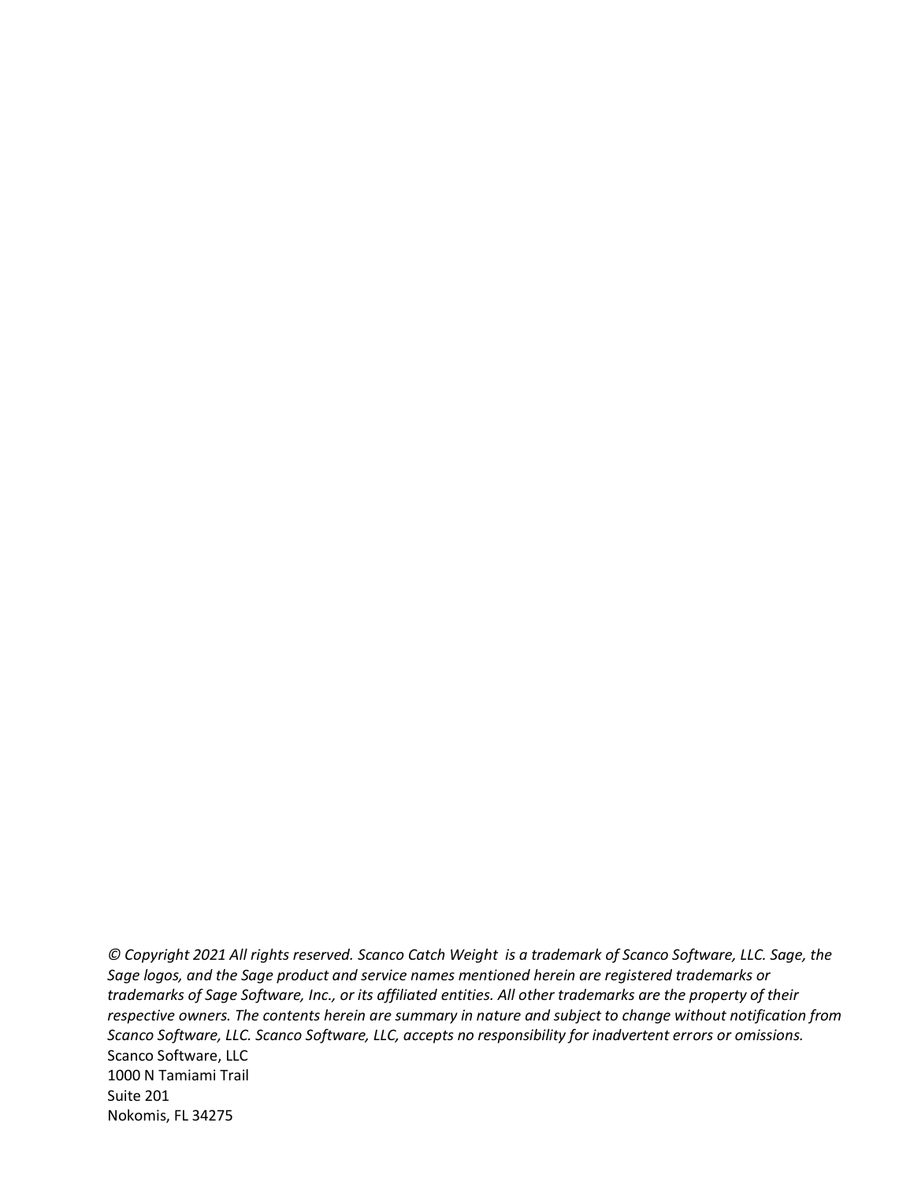*© Copyright 2021 All rights reserved. Scanco Catch Weight is a trademark of Scanco Software, LLC. Sage, the Sage logos, and the Sage product and service names mentioned herein are registered trademarks or trademarks of Sage Software, Inc., or its affiliated entities. All other trademarks are the property of their respective owners. The contents herein are summary in nature and subject to change without notification from Scanco Software, LLC. Scanco Software, LLC, accepts no responsibility for inadvertent errors or omissions.*

Scanco Software, LLC
1000 N Tamiami Trail
Suite 201
Nokomis, FL 34275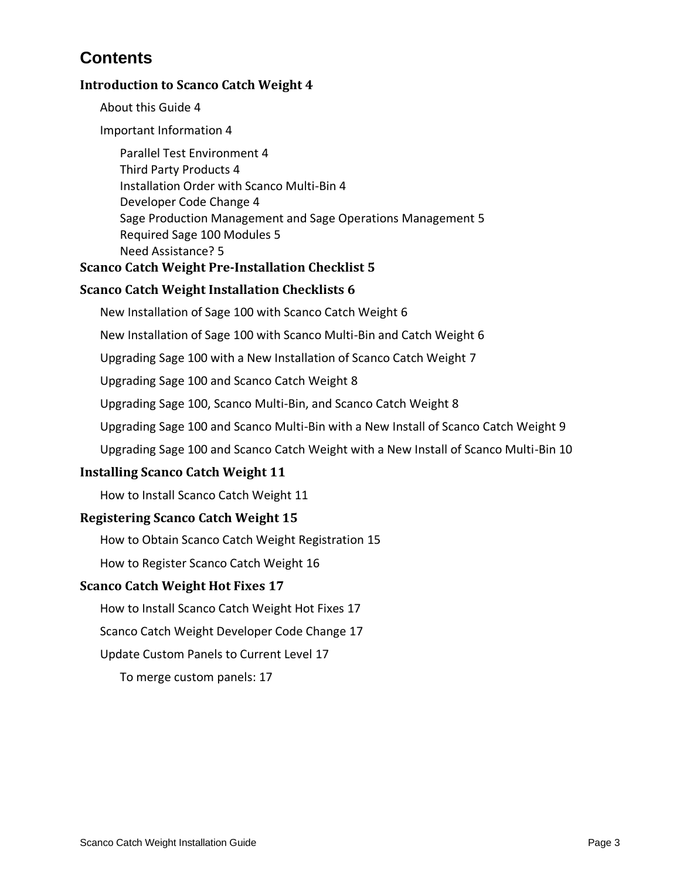# Contents

**Introduction to Scanco Catch Weight 4**

- About this Guide 4
- Important Information 4
  - Parallel Test Environment 4
  - Third Party Products 4
  - Installation Order with Scanco Multi-Bin 4
  - Developer Code Change 4
  - Sage Production Management and Sage Operations Management 5
  - Required Sage 100 Modules 5
  - Need Assistance? 5

**Scanco Catch Weight Pre-Installation Checklist 5**

**Scanco Catch Weight Installation Checklists 6**

- New Installation of Sage 100 with Scanco Catch Weight 6
- New Installation of Sage 100 with Scanco Multi-Bin and Catch Weight 6
- Upgrading Sage 100 with a New Installation of Scanco Catch Weight 7
- Upgrading Sage 100 and Scanco Catch Weight 8
- Upgrading Sage 100, Scanco Multi-Bin, and Scanco Catch Weight 8
- Upgrading Sage 100 and Scanco Multi-Bin with a New Install of Scanco Catch Weight 9
- Upgrading Sage 100 and Scanco Catch Weight with a New Install of Scanco Multi-Bin 10

**Installing Scanco Catch Weight 11**

- How to Install Scanco Catch Weight 11

**Registering Scanco Catch Weight 15**

- How to Obtain Scanco Catch Weight Registration 15
- How to Register Scanco Catch Weight 16

**Scanco Catch Weight Hot Fixes 17**

- How to Install Scanco Catch Weight Hot Fixes 17
- Scanco Catch Weight Developer Code Change 17
- Update Custom Panels to Current Level 17
  - To merge custom panels: 17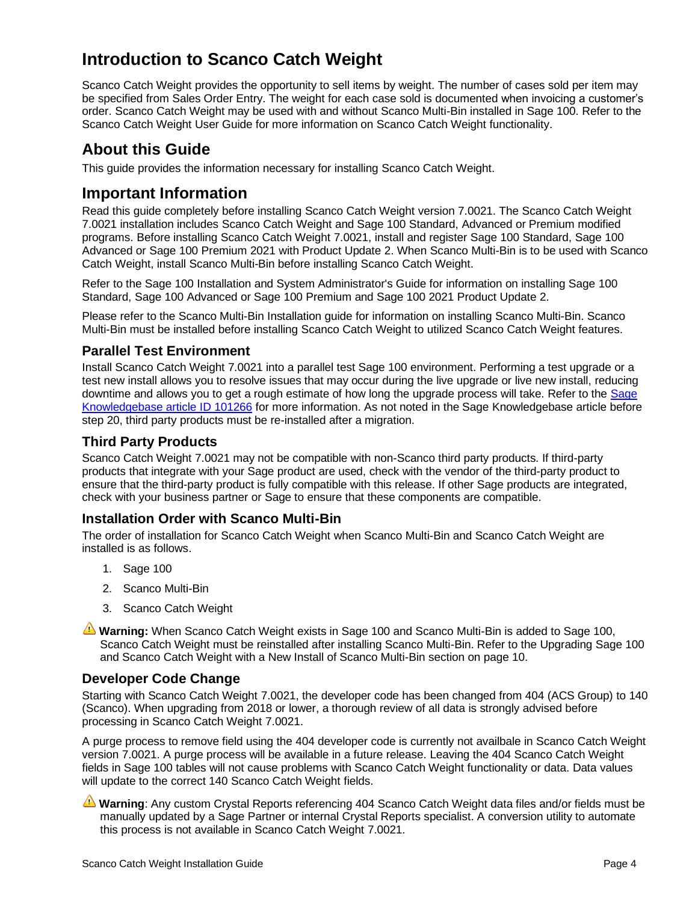# Introduction to Scanco Catch Weight

Scanco Catch Weight provides the opportunity to sell items by weight. The number of cases sold per item may be specified from Sales Order Entry. The weight for each case sold is documented when invoicing a customer's order. Scanco Catch Weight may be used with and without Scanco Multi-Bin installed in Sage 100. Refer to the Scanco Catch Weight User Guide for more information on Scanco Catch Weight functionality.

## About this Guide

This guide provides the information necessary for installing Scanco Catch Weight.

## Important Information

Read this guide completely before installing Scanco Catch Weight version 7.0021. The Scanco Catch Weight 7.0021 installation includes Scanco Catch Weight and Sage 100 Standard, Advanced or Premium modified programs. Before installing Scanco Catch Weight 7.0021, install and register Sage 100 Standard, Sage 100 Advanced or Sage 100 Premium 2021 with Product Update 2. When Scanco Multi-Bin is to be used with Scanco Catch Weight, install Scanco Multi-Bin before installing Scanco Catch Weight.

Refer to the Sage 100 Installation and System Administrator's Guide for information on installing Sage 100 Standard, Sage 100 Advanced or Sage 100 Premium and Sage 100 2021 Product Update 2.

Please refer to the Scanco Multi-Bin Installation guide for information on installing Scanco Multi-Bin. Scanco Multi-Bin must be installed before installing Scanco Catch Weight to utilized Scanco Catch Weight features.

### Parallel Test Environment

Install Scanco Catch Weight 7.0021 into a parallel test Sage 100 environment. Performing a test upgrade or a test new install allows you to resolve issues that may occur during the live upgrade or live new install, reducing downtime and allows you to get a rough estimate of how long the upgrade process will take. Refer to the Sage Knowledgebase article ID 101266 for more information. As not noted in the Sage Knowledgebase article before step 20, third party products must be re-installed after a migration.

### Third Party Products

Scanco Catch Weight 7.0021 may not be compatible with non-Scanco third party products. If third-party products that integrate with your Sage product are used, check with the vendor of the third-party product to ensure that the third-party product is fully compatible with this release. If other Sage products are integrated, check with your business partner or Sage to ensure that these components are compatible.

### Installation Order with Scanco Multi-Bin

The order of installation for Scanco Catch Weight when Scanco Multi-Bin and Scanco Catch Weight are installed is as follows.

1. Sage 100
2. Scanco Multi-Bin
3. Scanco Catch Weight

⚠ **Warning:** When Scanco Catch Weight exists in Sage 100 and Scanco Multi-Bin is added to Sage 100, Scanco Catch Weight must be reinstalled after installing Scanco Multi-Bin. Refer to the Upgrading Sage 100 and Scanco Catch Weight with a New Install of Scanco Multi-Bin section on page 10.

### Developer Code Change

Starting with Scanco Catch Weight 7.0021, the developer code has been changed from 404 (ACS Group) to 140 (Scanco). When upgrading from 2018 or lower, a thorough review of all data is strongly advised before processing in Scanco Catch Weight 7.0021.

A purge process to remove field using the 404 developer code is currently not availbale in Scanco Catch Weight version 7.0021. A purge process will be available in a future release. Leaving the 404 Scanco Catch Weight fields in Sage 100 tables will not cause problems with Scanco Catch Weight functionality or data. Data values will update to the correct 140 Scanco Catch Weight fields.

⚠ **Warning**: Any custom Crystal Reports referencing 404 Scanco Catch Weight data files and/or fields must be manually updated by a Sage Partner or internal Crystal Reports specialist. A conversion utility to automate this process is not available in Scanco Catch Weight 7.0021.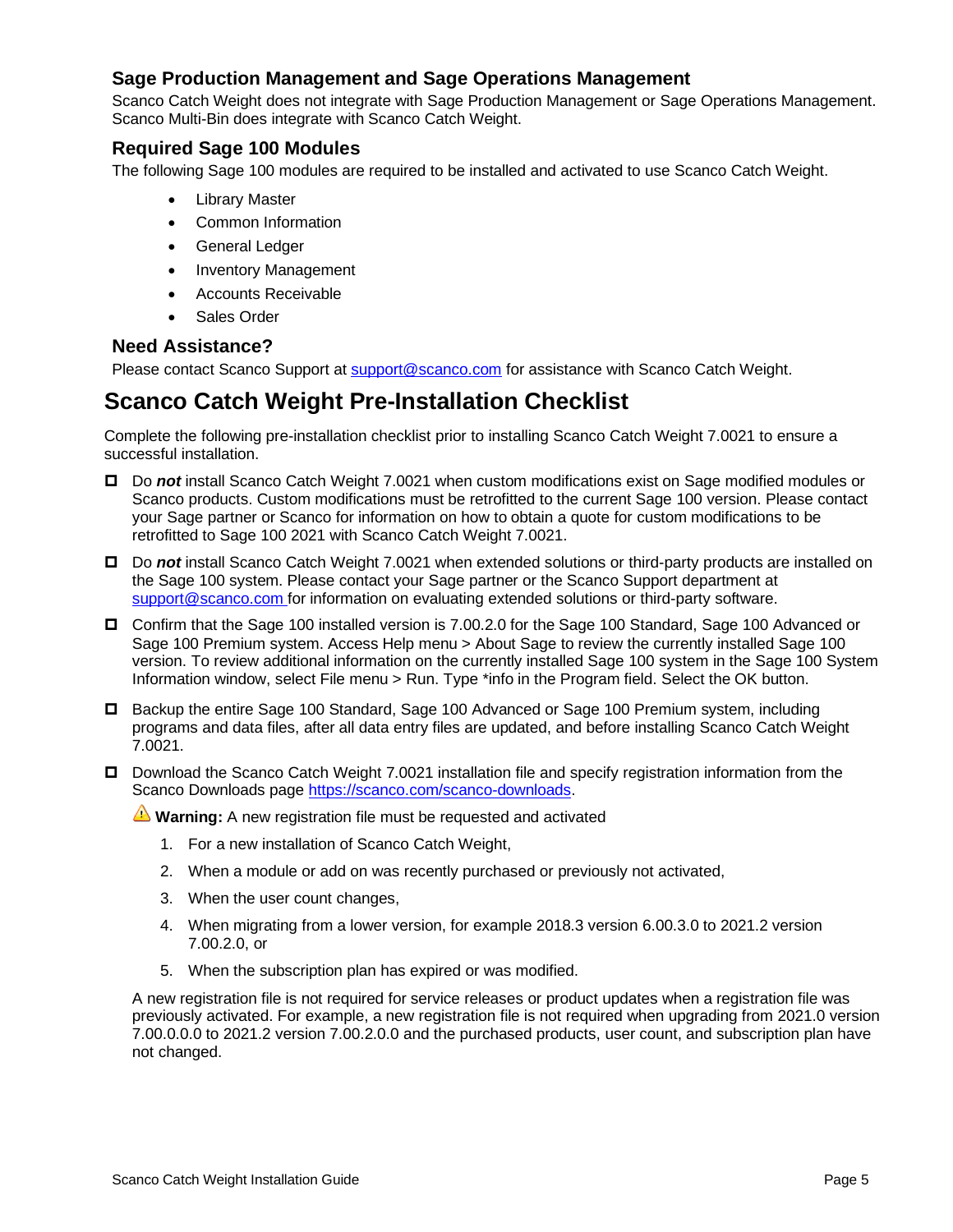### Sage Production Management and Sage Operations Management

Scanco Catch Weight does not integrate with Sage Production Management or Sage Operations Management. Scanco Multi-Bin does integrate with Scanco Catch Weight.

### Required Sage 100 Modules

The following Sage 100 modules are required to be installed and activated to use Scanco Catch Weight.

- Library Master
- Common Information
- General Ledger
- Inventory Management
- Accounts Receivable
- Sales Order

### Need Assistance?

Please contact Scanco Support at [support@scanco.com](mailto:support@scanco.com) for assistance with Scanco Catch Weight.

## Scanco Catch Weight Pre-Installation Checklist

Complete the following pre-installation checklist prior to installing Scanco Catch Weight 7.0021 to ensure a successful installation.

- [ ] Do ***not*** install Scanco Catch Weight 7.0021 when custom modifications exist on Sage modified modules or Scanco products. Custom modifications must be retrofitted to the current Sage 100 version. Please contact your Sage partner or Scanco for information on how to obtain a quote for custom modifications to be retrofitted to Sage 100 2021 with Scanco Catch Weight 7.0021.
- [ ] Do ***not*** install Scanco Catch Weight 7.0021 when extended solutions or third-party products are installed on the Sage 100 system. Please contact your Sage partner or the Scanco Support department at [support@scanco.com](mailto:support@scanco.com) for information on evaluating extended solutions or third-party software.
- [ ] Confirm that the Sage 100 installed version is 7.00.2.0 for the Sage 100 Standard, Sage 100 Advanced or Sage 100 Premium system. Access Help menu > About Sage to review the currently installed Sage 100 version. To review additional information on the currently installed Sage 100 system in the Sage 100 System Information window, select File menu > Run. Type *info in the Program field. Select the OK button.
- [ ] Backup the entire Sage 100 Standard, Sage 100 Advanced or Sage 100 Premium system, including programs and data files, after all data entry files are updated, and before installing Scanco Catch Weight 7.0021.
- [ ] Download the Scanco Catch Weight 7.0021 installation file and specify registration information from the Scanco Downloads page [https://scanco.com/scanco-downloads](https://scanco.com/scanco-downloads).

  ⚠ **Warning:** A new registration file must be requested and activated

  1. For a new installation of Scanco Catch Weight,
  2. When a module or add on was recently purchased or previously not activated,
  3. When the user count changes,
  4. When migrating from a lower version, for example 2018.3 version 6.00.3.0 to 2021.2 version 7.00.2.0, or
  5. When the subscription plan has expired or was modified.

  A new registration file is not required for service releases or product updates when a registration file was previously activated. For example, a new registration file is not required when upgrading from 2021.0 version 7.00.0.0.0 to 2021.2 version 7.00.2.0.0 and the purchased products, user count, and subscription plan have not changed.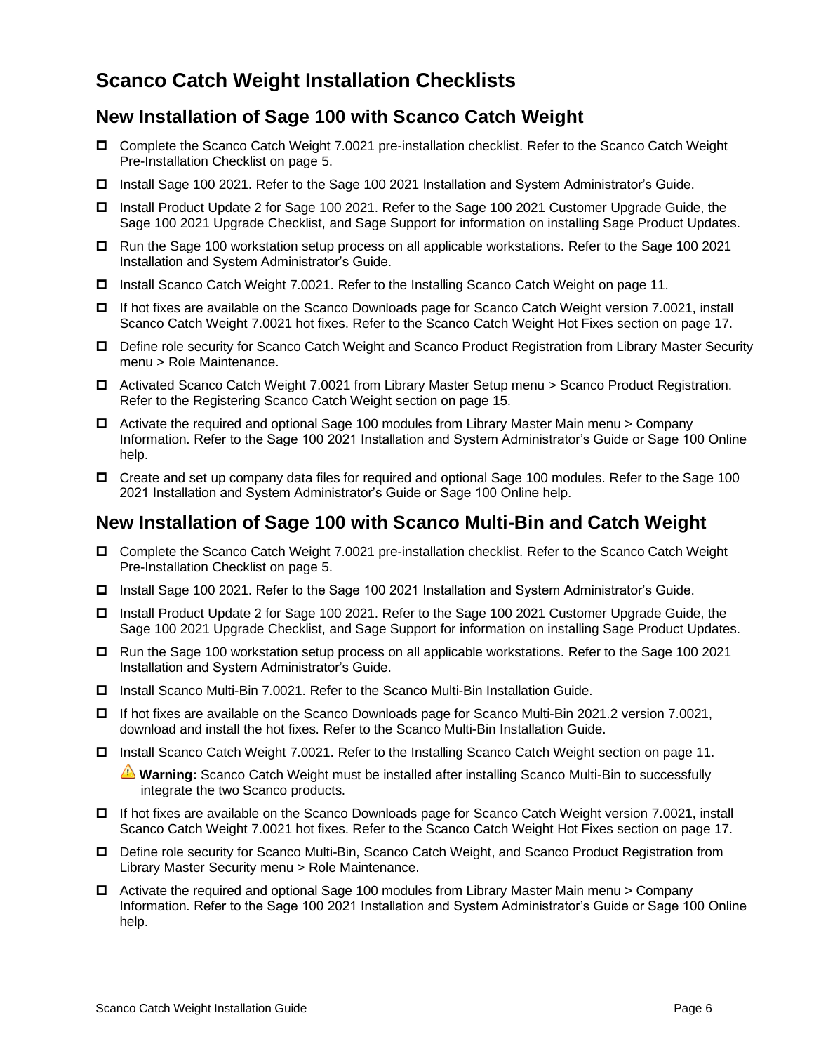# Scanco Catch Weight Installation Checklists

## New Installation of Sage 100 with Scanco Catch Weight

- ☐ Complete the Scanco Catch Weight 7.0021 pre-installation checklist. Refer to the Scanco Catch Weight Pre-Installation Checklist on page 5.
- ☐ Install Sage 100 2021. Refer to the Sage 100 2021 Installation and System Administrator's Guide.
- ☐ Install Product Update 2 for Sage 100 2021. Refer to the Sage 100 2021 Customer Upgrade Guide, the Sage 100 2021 Upgrade Checklist, and Sage Support for information on installing Sage Product Updates.
- ☐ Run the Sage 100 workstation setup process on all applicable workstations. Refer to the Sage 100 2021 Installation and System Administrator's Guide.
- ☐ Install Scanco Catch Weight 7.0021. Refer to the Installing Scanco Catch Weight on page 11.
- ☐ If hot fixes are available on the Scanco Downloads page for Scanco Catch Weight version 7.0021, install Scanco Catch Weight 7.0021 hot fixes. Refer to the Scanco Catch Weight Hot Fixes section on page 17.
- ☐ Define role security for Scanco Catch Weight and Scanco Product Registration from Library Master Security menu > Role Maintenance.
- ☐ Activated Scanco Catch Weight 7.0021 from Library Master Setup menu > Scanco Product Registration. Refer to the Registering Scanco Catch Weight section on page 15.
- ☐ Activate the required and optional Sage 100 modules from Library Master Main menu > Company Information. Refer to the Sage 100 2021 Installation and System Administrator's Guide or Sage 100 Online help.
- ☐ Create and set up company data files for required and optional Sage 100 modules. Refer to the Sage 100 2021 Installation and System Administrator's Guide or Sage 100 Online help.

## New Installation of Sage 100 with Scanco Multi-Bin and Catch Weight

- ☐ Complete the Scanco Catch Weight 7.0021 pre-installation checklist. Refer to the Scanco Catch Weight Pre-Installation Checklist on page 5.
- ☐ Install Sage 100 2021. Refer to the Sage 100 2021 Installation and System Administrator's Guide.
- ☐ Install Product Update 2 for Sage 100 2021. Refer to the Sage 100 2021 Customer Upgrade Guide, the Sage 100 2021 Upgrade Checklist, and Sage Support for information on installing Sage Product Updates.
- ☐ Run the Sage 100 workstation setup process on all applicable workstations. Refer to the Sage 100 2021 Installation and System Administrator's Guide.
- ☐ Install Scanco Multi-Bin 7.0021. Refer to the Scanco Multi-Bin Installation Guide.
- ☐ If hot fixes are available on the Scanco Downloads page for Scanco Multi-Bin 2021.2 version 7.0021, download and install the hot fixes. Refer to the Scanco Multi-Bin Installation Guide.
- ☐ Install Scanco Catch Weight 7.0021. Refer to the Installing Scanco Catch Weight section on page 11.

  ⚠ **Warning:** Scanco Catch Weight must be installed after installing Scanco Multi-Bin to successfully integrate the two Scanco products.
- ☐ If hot fixes are available on the Scanco Downloads page for Scanco Catch Weight version 7.0021, install Scanco Catch Weight 7.0021 hot fixes. Refer to the Scanco Catch Weight Hot Fixes section on page 17.
- ☐ Define role security for Scanco Multi-Bin, Scanco Catch Weight, and Scanco Product Registration from Library Master Security menu > Role Maintenance.
- ☐ Activate the required and optional Sage 100 modules from Library Master Main menu > Company Information. Refer to the Sage 100 2021 Installation and System Administrator's Guide or Sage 100 Online help.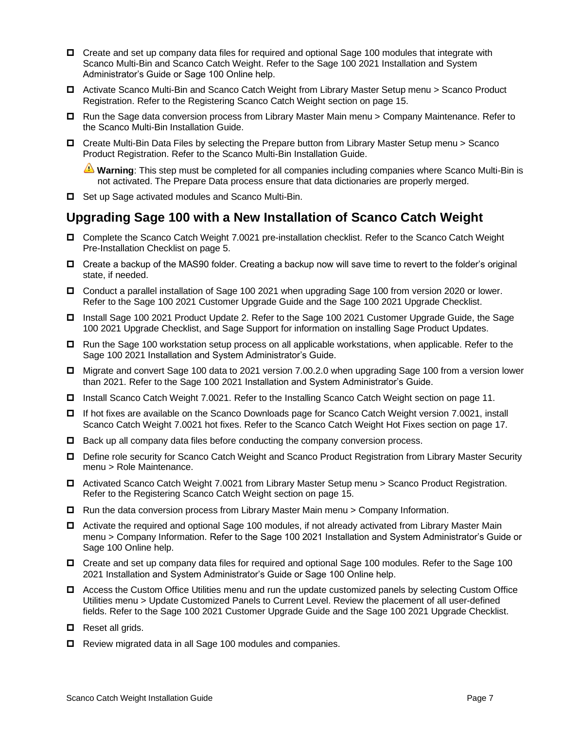- Create and set up company data files for required and optional Sage 100 modules that integrate with Scanco Multi-Bin and Scanco Catch Weight. Refer to the Sage 100 2021 Installation and System Administrator's Guide or Sage 100 Online help.
- Activate Scanco Multi-Bin and Scanco Catch Weight from Library Master Setup menu > Scanco Product Registration. Refer to the Registering Scanco Catch Weight section on page 15.
- Run the Sage data conversion process from Library Master Main menu > Company Maintenance. Refer to the Scanco Multi-Bin Installation Guide.
- Create Multi-Bin Data Files by selecting the Prepare button from Library Master Setup menu > Scanco Product Registration. Refer to the Scanco Multi-Bin Installation Guide.

  **Warning**: This step must be completed for all companies including companies where Scanco Multi-Bin is not activated. The Prepare Data process ensure that data dictionaries are properly merged.

- Set up Sage activated modules and Scanco Multi-Bin.

## Upgrading Sage 100 with a New Installation of Scanco Catch Weight

- Complete the Scanco Catch Weight 7.0021 pre-installation checklist. Refer to the Scanco Catch Weight Pre-Installation Checklist on page 5.
- Create a backup of the MAS90 folder. Creating a backup now will save time to revert to the folder's original state, if needed.
- Conduct a parallel installation of Sage 100 2021 when upgrading Sage 100 from version 2020 or lower. Refer to the Sage 100 2021 Customer Upgrade Guide and the Sage 100 2021 Upgrade Checklist.
- Install Sage 100 2021 Product Update 2. Refer to the Sage 100 2021 Customer Upgrade Guide, the Sage 100 2021 Upgrade Checklist, and Sage Support for information on installing Sage Product Updates.
- Run the Sage 100 workstation setup process on all applicable workstations, when applicable. Refer to the Sage 100 2021 Installation and System Administrator's Guide.
- Migrate and convert Sage 100 data to 2021 version 7.00.2.0 when upgrading Sage 100 from a version lower than 2021. Refer to the Sage 100 2021 Installation and System Administrator's Guide.
- Install Scanco Catch Weight 7.0021. Refer to the Installing Scanco Catch Weight section on page 11.
- If hot fixes are available on the Scanco Downloads page for Scanco Catch Weight version 7.0021, install Scanco Catch Weight 7.0021 hot fixes. Refer to the Scanco Catch Weight Hot Fixes section on page 17.
- Back up all company data files before conducting the company conversion process.
- Define role security for Scanco Catch Weight and Scanco Product Registration from Library Master Security menu > Role Maintenance.
- Activated Scanco Catch Weight 7.0021 from Library Master Setup menu > Scanco Product Registration. Refer to the Registering Scanco Catch Weight section on page 15.
- Run the data conversion process from Library Master Main menu > Company Information.
- Activate the required and optional Sage 100 modules, if not already activated from Library Master Main menu > Company Information. Refer to the Sage 100 2021 Installation and System Administrator's Guide or Sage 100 Online help.
- Create and set up company data files for required and optional Sage 100 modules. Refer to the Sage 100 2021 Installation and System Administrator's Guide or Sage 100 Online help.
- Access the Custom Office Utilities menu and run the update customized panels by selecting Custom Office Utilities menu > Update Customized Panels to Current Level. Review the placement of all user-defined fields. Refer to the Sage 100 2021 Customer Upgrade Guide and the Sage 100 2021 Upgrade Checklist.
- Reset all grids.
- Review migrated data in all Sage 100 modules and companies.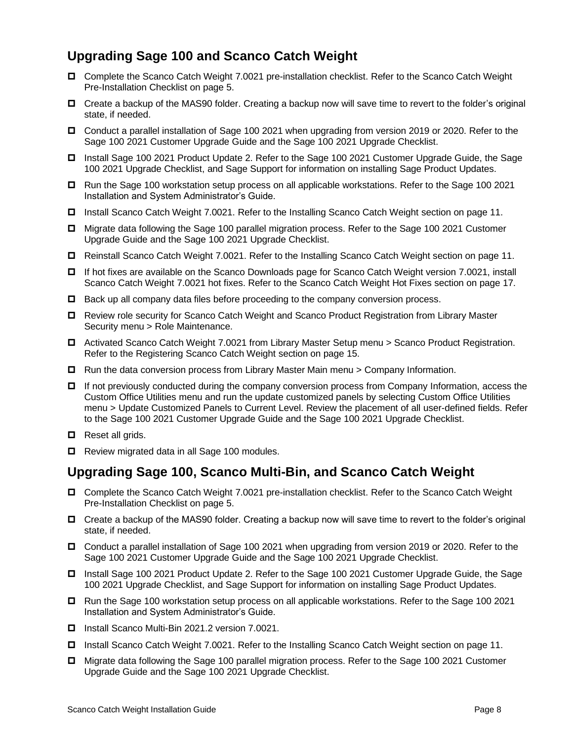## Upgrading Sage 100 and Scanco Catch Weight

- [ ] Complete the Scanco Catch Weight 7.0021 pre-installation checklist. Refer to the Scanco Catch Weight Pre-Installation Checklist on page 5.
- [ ] Create a backup of the MAS90 folder. Creating a backup now will save time to revert to the folder's original state, if needed.
- [ ] Conduct a parallel installation of Sage 100 2021 when upgrading from version 2019 or 2020. Refer to the Sage 100 2021 Customer Upgrade Guide and the Sage 100 2021 Upgrade Checklist.
- [ ] Install Sage 100 2021 Product Update 2. Refer to the Sage 100 2021 Customer Upgrade Guide, the Sage 100 2021 Upgrade Checklist, and Sage Support for information on installing Sage Product Updates.
- [ ] Run the Sage 100 workstation setup process on all applicable workstations. Refer to the Sage 100 2021 Installation and System Administrator's Guide.
- [ ] Install Scanco Catch Weight 7.0021. Refer to the Installing Scanco Catch Weight section on page 11.
- [ ] Migrate data following the Sage 100 parallel migration process. Refer to the Sage 100 2021 Customer Upgrade Guide and the Sage 100 2021 Upgrade Checklist.
- [ ] Reinstall Scanco Catch Weight 7.0021. Refer to the Installing Scanco Catch Weight section on page 11.
- [ ] If hot fixes are available on the Scanco Downloads page for Scanco Catch Weight version 7.0021, install Scanco Catch Weight 7.0021 hot fixes. Refer to the Scanco Catch Weight Hot Fixes section on page 17.
- [ ] Back up all company data files before proceeding to the company conversion process.
- [ ] Review role security for Scanco Catch Weight and Scanco Product Registration from Library Master Security menu > Role Maintenance.
- [ ] Activated Scanco Catch Weight 7.0021 from Library Master Setup menu > Scanco Product Registration. Refer to the Registering Scanco Catch Weight section on page 15.
- [ ] Run the data conversion process from Library Master Main menu > Company Information.
- [ ] If not previously conducted during the company conversion process from Company Information, access the Custom Office Utilities menu and run the update customized panels by selecting Custom Office Utilities menu > Update Customized Panels to Current Level. Review the placement of all user-defined fields. Refer to the Sage 100 2021 Customer Upgrade Guide and the Sage 100 2021 Upgrade Checklist.
- [ ] Reset all grids.
- [ ] Review migrated data in all Sage 100 modules.

## Upgrading Sage 100, Scanco Multi-Bin, and Scanco Catch Weight

- [ ] Complete the Scanco Catch Weight 7.0021 pre-installation checklist. Refer to the Scanco Catch Weight Pre-Installation Checklist on page 5.
- [ ] Create a backup of the MAS90 folder. Creating a backup now will save time to revert to the folder's original state, if needed.
- [ ] Conduct a parallel installation of Sage 100 2021 when upgrading from version 2019 or 2020. Refer to the Sage 100 2021 Customer Upgrade Guide and the Sage 100 2021 Upgrade Checklist.
- [ ] Install Sage 100 2021 Product Update 2. Refer to the Sage 100 2021 Customer Upgrade Guide, the Sage 100 2021 Upgrade Checklist, and Sage Support for information on installing Sage Product Updates.
- [ ] Run the Sage 100 workstation setup process on all applicable workstations. Refer to the Sage 100 2021 Installation and System Administrator's Guide.
- [ ] Install Scanco Multi-Bin 2021.2 version 7.0021.
- [ ] Install Scanco Catch Weight 7.0021. Refer to the Installing Scanco Catch Weight section on page 11.
- [ ] Migrate data following the Sage 100 parallel migration process. Refer to the Sage 100 2021 Customer Upgrade Guide and the Sage 100 2021 Upgrade Checklist.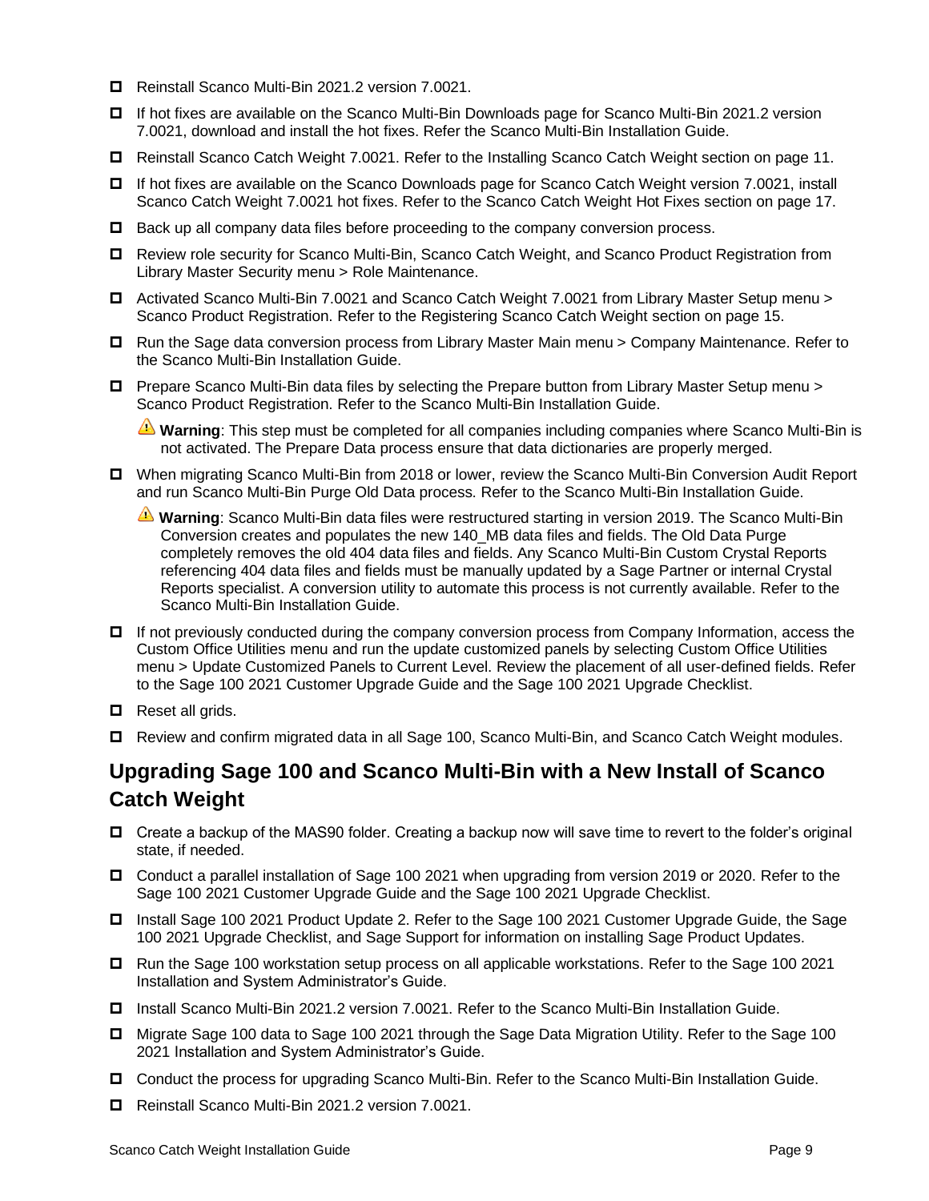- ☐ Reinstall Scanco Multi-Bin 2021.2 version 7.0021.
- ☐ If hot fixes are available on the Scanco Multi-Bin Downloads page for Scanco Multi-Bin 2021.2 version 7.0021, download and install the hot fixes. Refer the Scanco Multi-Bin Installation Guide.
- ☐ Reinstall Scanco Catch Weight 7.0021. Refer to the Installing Scanco Catch Weight section on page 11.
- ☐ If hot fixes are available on the Scanco Downloads page for Scanco Catch Weight version 7.0021, install Scanco Catch Weight 7.0021 hot fixes. Refer to the Scanco Catch Weight Hot Fixes section on page 17.
- ☐ Back up all company data files before proceeding to the company conversion process.
- ☐ Review role security for Scanco Multi-Bin, Scanco Catch Weight, and Scanco Product Registration from Library Master Security menu > Role Maintenance.
- ☐ Activated Scanco Multi-Bin 7.0021 and Scanco Catch Weight 7.0021 from Library Master Setup menu > Scanco Product Registration. Refer to the Registering Scanco Catch Weight section on page 15.
- ☐ Run the Sage data conversion process from Library Master Main menu > Company Maintenance. Refer to the Scanco Multi-Bin Installation Guide.
- ☐ Prepare Scanco Multi-Bin data files by selecting the Prepare button from Library Master Setup menu > Scanco Product Registration. Refer to the Scanco Multi-Bin Installation Guide.

  ⚠ **Warning**: This step must be completed for all companies including companies where Scanco Multi-Bin is not activated. The Prepare Data process ensure that data dictionaries are properly merged.

- ☐ When migrating Scanco Multi-Bin from 2018 or lower, review the Scanco Multi-Bin Conversion Audit Report and run Scanco Multi-Bin Purge Old Data process. Refer to the Scanco Multi-Bin Installation Guide.

  ⚠ **Warning**: Scanco Multi-Bin data files were restructured starting in version 2019. The Scanco Multi-Bin Conversion creates and populates the new 140_MB data files and fields. The Old Data Purge completely removes the old 404 data files and fields. Any Scanco Multi-Bin Custom Crystal Reports referencing 404 data files and fields must be manually updated by a Sage Partner or internal Crystal Reports specialist. A conversion utility to automate this process is not currently available. Refer to the Scanco Multi-Bin Installation Guide.

- ☐ If not previously conducted during the company conversion process from Company Information, access the Custom Office Utilities menu and run the update customized panels by selecting Custom Office Utilities menu > Update Customized Panels to Current Level. Review the placement of all user-defined fields. Refer to the Sage 100 2021 Customer Upgrade Guide and the Sage 100 2021 Upgrade Checklist.
- ☐ Reset all grids.
- ☐ Review and confirm migrated data in all Sage 100, Scanco Multi-Bin, and Scanco Catch Weight modules.

## Upgrading Sage 100 and Scanco Multi-Bin with a New Install of Scanco Catch Weight

- ☐ Create a backup of the MAS90 folder. Creating a backup now will save time to revert to the folder's original state, if needed.
- ☐ Conduct a parallel installation of Sage 100 2021 when upgrading from version 2019 or 2020. Refer to the Sage 100 2021 Customer Upgrade Guide and the Sage 100 2021 Upgrade Checklist.
- ☐ Install Sage 100 2021 Product Update 2. Refer to the Sage 100 2021 Customer Upgrade Guide, the Sage 100 2021 Upgrade Checklist, and Sage Support for information on installing Sage Product Updates.
- ☐ Run the Sage 100 workstation setup process on all applicable workstations. Refer to the Sage 100 2021 Installation and System Administrator's Guide.
- ☐ Install Scanco Multi-Bin 2021.2 version 7.0021. Refer to the Scanco Multi-Bin Installation Guide.
- ☐ Migrate Sage 100 data to Sage 100 2021 through the Sage Data Migration Utility. Refer to the Sage 100 2021 Installation and System Administrator's Guide.
- ☐ Conduct the process for upgrading Scanco Multi-Bin. Refer to the Scanco Multi-Bin Installation Guide.
- ☐ Reinstall Scanco Multi-Bin 2021.2 version 7.0021.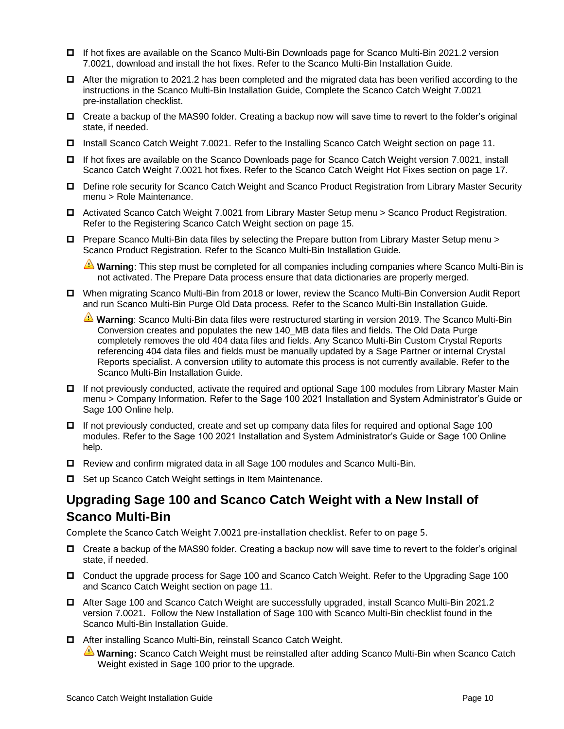- ☐ If hot fixes are available on the Scanco Multi-Bin Downloads page for Scanco Multi-Bin 2021.2 version 7.0021, download and install the hot fixes. Refer to the Scanco Multi-Bin Installation Guide.
- ☐ After the migration to 2021.2 has been completed and the migrated data has been verified according to the instructions in the Scanco Multi-Bin Installation Guide, Complete the Scanco Catch Weight 7.0021 pre-installation checklist.
- ☐ Create a backup of the MAS90 folder. Creating a backup now will save time to revert to the folder's original state, if needed.
- ☐ Install Scanco Catch Weight 7.0021. Refer to the Installing Scanco Catch Weight section on page 11.
- ☐ If hot fixes are available on the Scanco Downloads page for Scanco Catch Weight version 7.0021, install Scanco Catch Weight 7.0021 hot fixes. Refer to the Scanco Catch Weight Hot Fixes section on page 17.
- ☐ Define role security for Scanco Catch Weight and Scanco Product Registration from Library Master Security menu > Role Maintenance.
- ☐ Activated Scanco Catch Weight 7.0021 from Library Master Setup menu > Scanco Product Registration. Refer to the Registering Scanco Catch Weight section on page 15.
- ☐ Prepare Scanco Multi-Bin data files by selecting the Prepare button from Library Master Setup menu > Scanco Product Registration. Refer to the Scanco Multi-Bin Installation Guide.

  ⚠ **Warning**: This step must be completed for all companies including companies where Scanco Multi-Bin is not activated. The Prepare Data process ensure that data dictionaries are properly merged.
- ☐ When migrating Scanco Multi-Bin from 2018 or lower, review the Scanco Multi-Bin Conversion Audit Report and run Scanco Multi-Bin Purge Old Data process. Refer to the Scanco Multi-Bin Installation Guide.

  ⚠ **Warning**: Scanco Multi-Bin data files were restructured starting in version 2019. The Scanco Multi-Bin Conversion creates and populates the new 140_MB data files and fields. The Old Data Purge completely removes the old 404 data files and fields. Any Scanco Multi-Bin Custom Crystal Reports referencing 404 data files and fields must be manually updated by a Sage Partner or internal Crystal Reports specialist. A conversion utility to automate this process is not currently available. Refer to the Scanco Multi-Bin Installation Guide.
- ☐ If not previously conducted, activate the required and optional Sage 100 modules from Library Master Main menu > Company Information. Refer to the Sage 100 2021 Installation and System Administrator's Guide or Sage 100 Online help.
- ☐ If not previously conducted, create and set up company data files for required and optional Sage 100 modules. Refer to the Sage 100 2021 Installation and System Administrator's Guide or Sage 100 Online help.
- ☐ Review and confirm migrated data in all Sage 100 modules and Scanco Multi-Bin.
- ☐ Set up Scanco Catch Weight settings in Item Maintenance.

## Upgrading Sage 100 and Scanco Catch Weight with a New Install of Scanco Multi-Bin

Complete the Scanco Catch Weight 7.0021 pre-installation checklist. Refer to on page 5.

- ☐ Create a backup of the MAS90 folder. Creating a backup now will save time to revert to the folder's original state, if needed.
- ☐ Conduct the upgrade process for Sage 100 and Scanco Catch Weight. Refer to the Upgrading Sage 100 and Scanco Catch Weight section on page 11.
- ☐ After Sage 100 and Scanco Catch Weight are successfully upgraded, install Scanco Multi-Bin 2021.2 version 7.0021. Follow the New Installation of Sage 100 with Scanco Multi-Bin checklist found in the Scanco Multi-Bin Installation Guide.
- ☐ After installing Scanco Multi-Bin, reinstall Scanco Catch Weight.

  ⚠ **Warning:** Scanco Catch Weight must be reinstalled after adding Scanco Multi-Bin when Scanco Catch Weight existed in Sage 100 prior to the upgrade.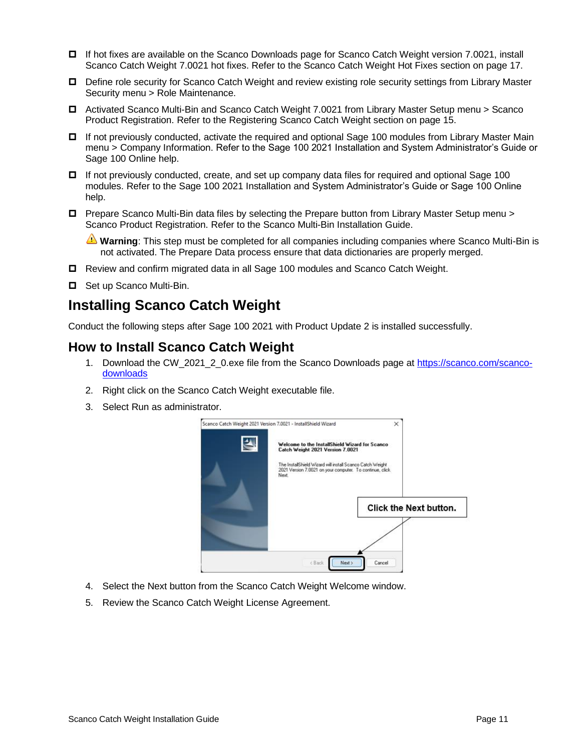- If hot fixes are available on the Scanco Downloads page for Scanco Catch Weight version 7.0021, install Scanco Catch Weight 7.0021 hot fixes. Refer to the Scanco Catch Weight Hot Fixes section on page 17.
- Define role security for Scanco Catch Weight and review existing role security settings from Library Master Security menu > Role Maintenance.
- Activated Scanco Multi-Bin and Scanco Catch Weight 7.0021 from Library Master Setup menu > Scanco Product Registration. Refer to the Registering Scanco Catch Weight section on page 15.
- If not previously conducted, activate the required and optional Sage 100 modules from Library Master Main menu > Company Information. Refer to the Sage 100 2021 Installation and System Administrator's Guide or Sage 100 Online help.
- If not previously conducted, create, and set up company data files for required and optional Sage 100 modules. Refer to the Sage 100 2021 Installation and System Administrator's Guide or Sage 100 Online help.
- Prepare Scanco Multi-Bin data files by selecting the Prepare button from Library Master Setup menu > Scanco Product Registration. Refer to the Scanco Multi-Bin Installation Guide.

  ⚠ **Warning**: This step must be completed for all companies including companies where Scanco Multi-Bin is not activated. The Prepare Data process ensure that data dictionaries are properly merged.
- Review and confirm migrated data in all Sage 100 modules and Scanco Catch Weight.
- Set up Scanco Multi-Bin.

## Installing Scanco Catch Weight

Conduct the following steps after Sage 100 2021 with Product Update 2 is installed successfully.

## How to Install Scanco Catch Weight

1. Download the CW_2021_2_0.exe file from the Scanco Downloads page at [https://scanco.com/scanco-downloads](https://scanco.com/scanco-downloads)
2. Right click on the Scanco Catch Weight executable file.
3. Select Run as administrator.

Scanco Catch Weight 2021 Version 7.0021 - InstallShield Wizard

**Welcome to the InstallShield Wizard for Scanco Catch Weight 2021 Version 7.0021**

The InstallShield Wizard will install Scanco Catch Weight 2021 Version 7.0021 on your computer. To continue, click Next.

< Back | Next > | Cancel

**Click the Next button.**

4. Select the Next button from the Scanco Catch Weight Welcome window.
5. Review the Scanco Catch Weight License Agreement.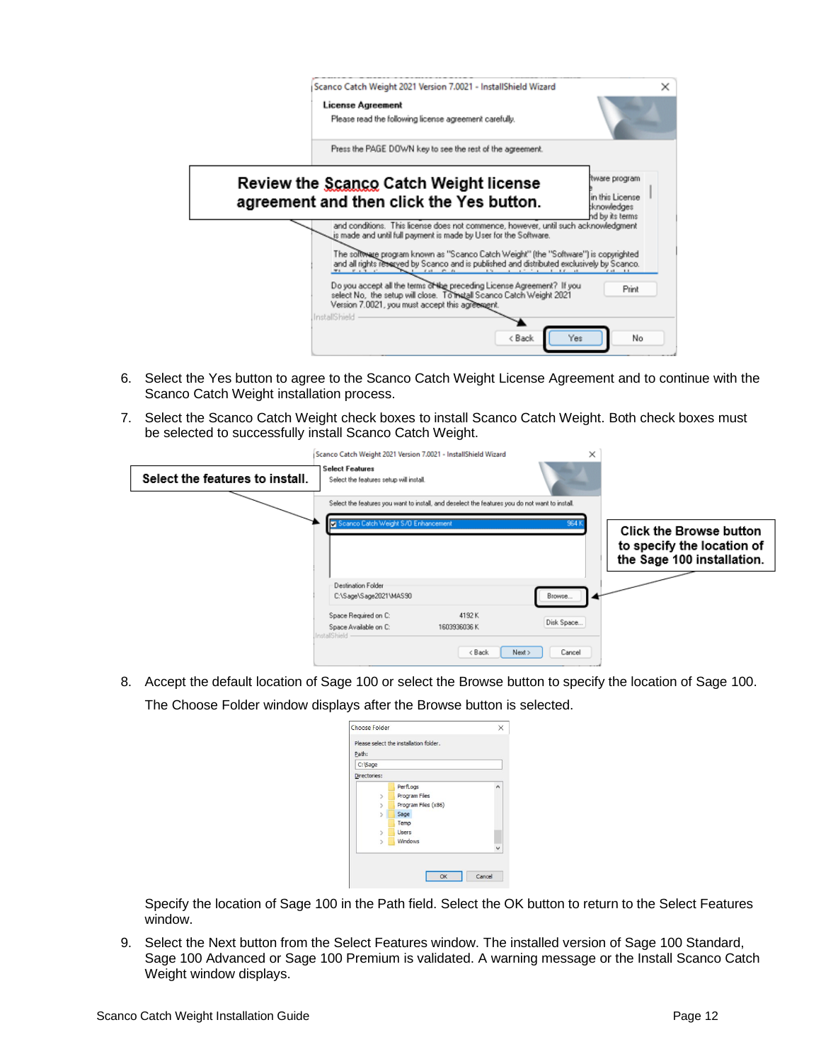6. Select the Yes button to agree to the Scanco Catch Weight License Agreement and to continue with the Scanco Catch Weight installation process.

7. Select the Scanco Catch Weight check boxes to install Scanco Catch Weight. Both check boxes must be selected to successfully install Scanco Catch Weight.

8. Accept the default location of Sage 100 or select the Browse button to specify the location of Sage 100.

   The Choose Folder window displays after the Browse button is selected.

   Specify the location of Sage 100 in the Path field. Select the OK button to return to the Select Features window.

9. Select the Next button from the Select Features window. The installed version of Sage 100 Standard, Sage 100 Advanced or Sage 100 Premium is validated. A warning message or the Install Scanco Catch Weight window displays.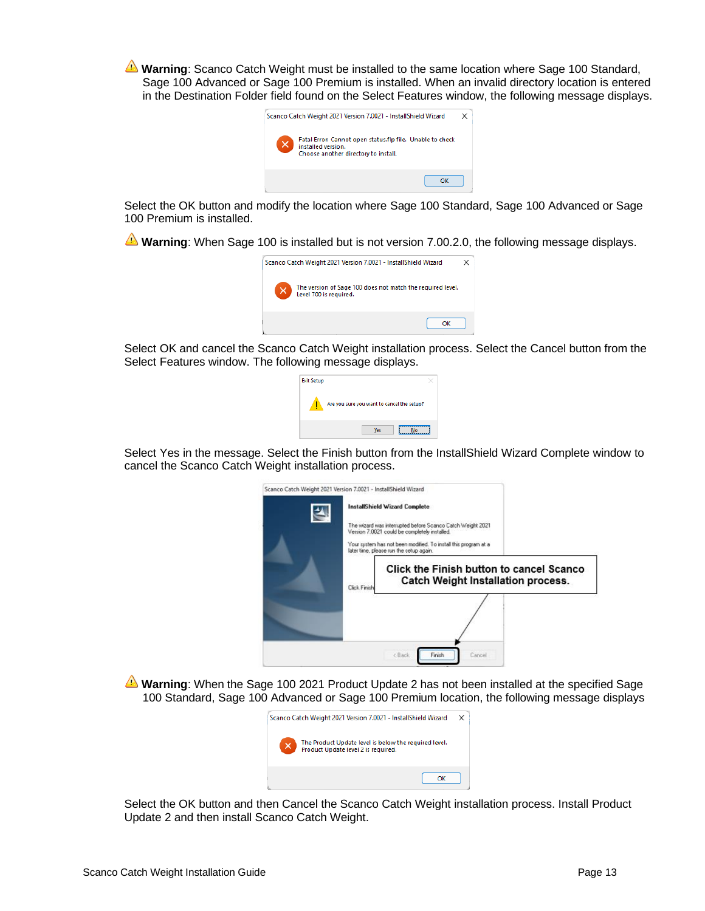⚠ **Warning**: Scanco Catch Weight must be installed to the same location where Sage 100 Standard, Sage 100 Advanced or Sage 100 Premium is installed. When an invalid directory location is entered in the Destination Folder field found on the Select Features window, the following message displays.

Select the OK button and modify the location where Sage 100 Standard, Sage 100 Advanced or Sage 100 Premium is installed.

⚠ **Warning**: When Sage 100 is installed but is not version 7.00.2.0, the following message displays.

Select OK and cancel the Scanco Catch Weight installation process. Select the Cancel button from the Select Features window. The following message displays.

Select Yes in the message. Select the Finish button from the InstallShield Wizard Complete window to cancel the Scanco Catch Weight installation process.

⚠ **Warning**: When the Sage 100 2021 Product Update 2 has not been installed at the specified Sage 100 Standard, Sage 100 Advanced or Sage 100 Premium location, the following message displays

Select the OK button and then Cancel the Scanco Catch Weight installation process. Install Product Update 2 and then install Scanco Catch Weight.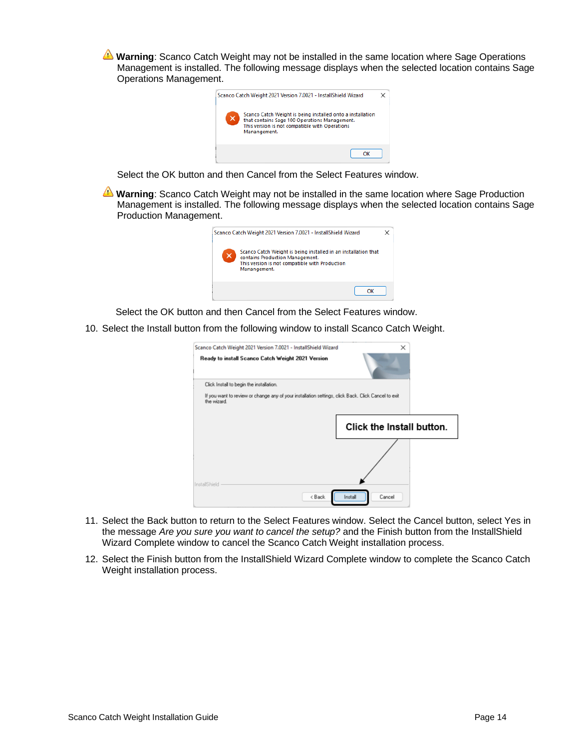⚠ **Warning**: Scanco Catch Weight may not be installed in the same location where Sage Operations Management is installed. The following message displays when the selected location contains Sage Operations Management.

Select the OK button and then Cancel from the Select Features window.

⚠ **Warning**: Scanco Catch Weight may not be installed in the same location where Sage Production Management is installed. The following message displays when the selected location contains Sage Production Management.

Select the OK button and then Cancel from the Select Features window.

10. Select the Install button from the following window to install Scanco Catch Weight.

11. Select the Back button to return to the Select Features window. Select the Cancel button, select Yes in the message *Are you sure you want to cancel the setup?* and the Finish button from the InstallShield Wizard Complete window to cancel the Scanco Catch Weight installation process.

12. Select the Finish button from the InstallShield Wizard Complete window to complete the Scanco Catch Weight installation process.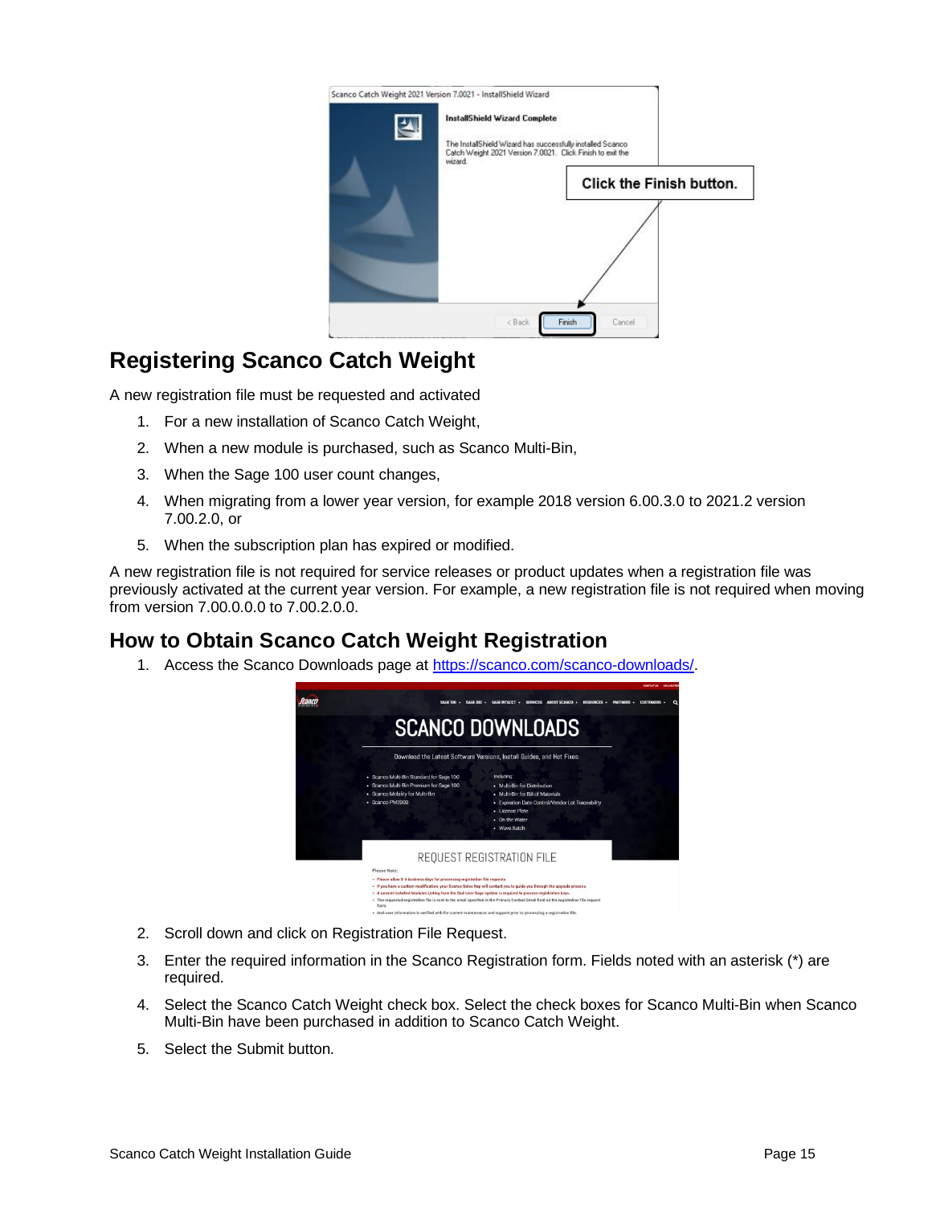## Registering Scanco Catch Weight

A new registration file must be requested and activated

1. For a new installation of Scanco Catch Weight,
2. When a new module is purchased, such as Scanco Multi-Bin,
3. When the Sage 100 user count changes,
4. When migrating from a lower year version, for example 2018 version 6.00.3.0 to 2021.2 version 7.00.2.0, or
5. When the subscription plan has expired or modified.

A new registration file is not required for service releases or product updates when a registration file was previously activated at the current year version. For example, a new registration file is not required when moving from version 7.00.0.0.0 to 7.00.2.0.0.

## How to Obtain Scanco Catch Weight Registration

1. Access the Scanco Downloads page at https://scanco.com/scanco-downloads/.
2. Scroll down and click on Registration File Request.
3. Enter the required information in the Scanco Registration form. Fields noted with an asterisk (*) are required.
4. Select the Scanco Catch Weight check box. Select the check boxes for Scanco Multi-Bin when Scanco Multi-Bin have been purchased in addition to Scanco Catch Weight.
5. Select the Submit button.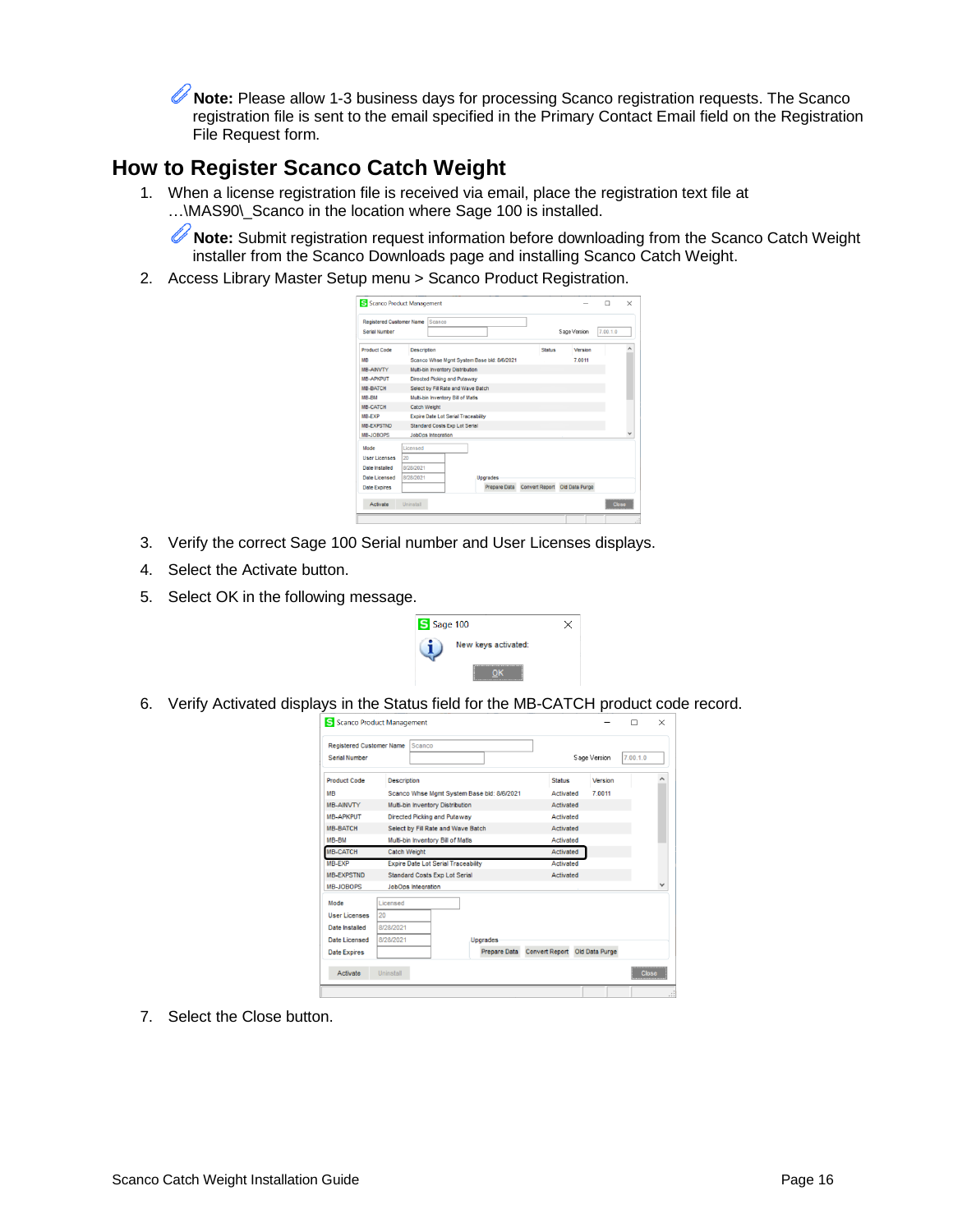**Note:** Please allow 1-3 business days for processing Scanco registration requests. The Scanco registration file is sent to the email specified in the Primary Contact Email field on the Registration File Request form.

## How to Register Scanco Catch Weight

1. When a license registration file is received via email, place the registration text file at …\MAS90\_Scanco in the location where Sage 100 is installed.

   **Note:** Submit registration request information before downloading from the Scanco Catch Weight installer from the Scanco Downloads page and installing Scanco Catch Weight.

2. Access Library Master Setup menu > Scanco Product Registration.
3. Verify the correct Sage 100 Serial number and User Licenses displays.
4. Select the Activate button.
5. Select OK in the following message.
6. Verify Activated displays in the Status field for the MB-CATCH product code record.
7. Select the Close button.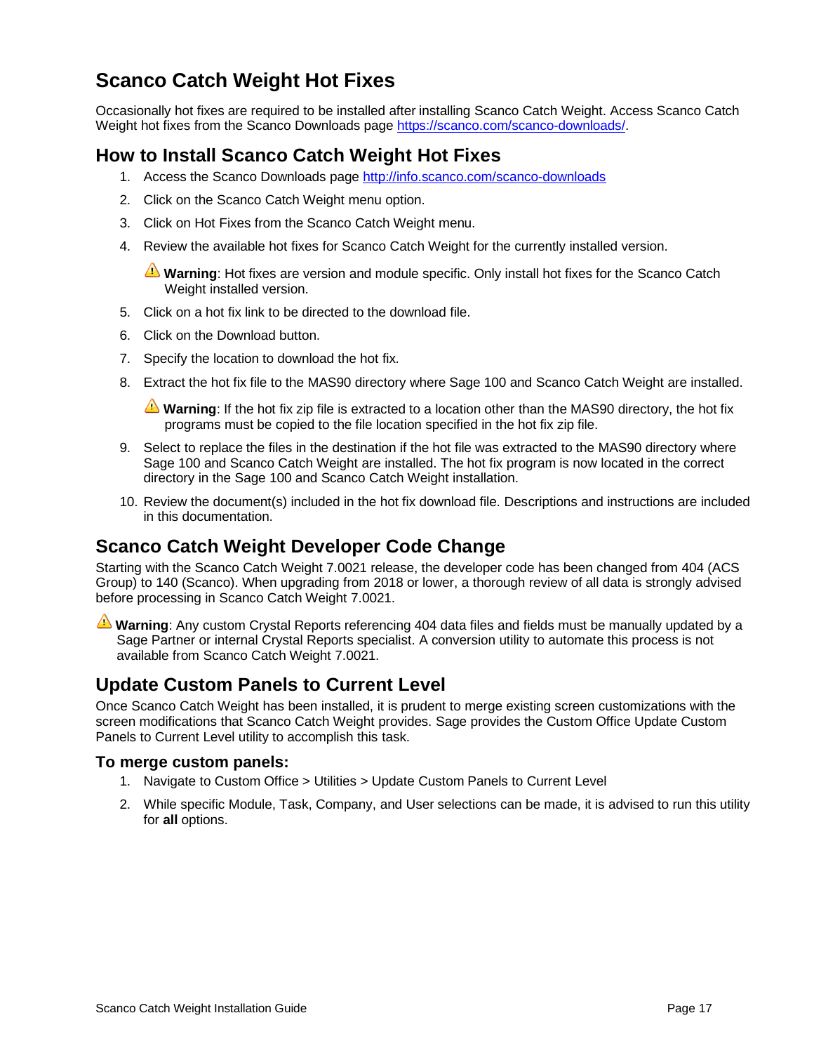# Scanco Catch Weight Hot Fixes

Occasionally hot fixes are required to be installed after installing Scanco Catch Weight. Access Scanco Catch Weight hot fixes from the Scanco Downloads page https://scanco.com/scanco-downloads/.

## How to Install Scanco Catch Weight Hot Fixes

1. Access the Scanco Downloads page http://info.scanco.com/scanco-downloads
2. Click on the Scanco Catch Weight menu option.
3. Click on Hot Fixes from the Scanco Catch Weight menu.
4. Review the available hot fixes for Scanco Catch Weight for the currently installed version.

   ⚠ **Warning**: Hot fixes are version and module specific. Only install hot fixes for the Scanco Catch Weight installed version.

5. Click on a hot fix link to be directed to the download file.
6. Click on the Download button.
7. Specify the location to download the hot fix.
8. Extract the hot fix file to the MAS90 directory where Sage 100 and Scanco Catch Weight are installed.

   ⚠ **Warning**: If the hot fix zip file is extracted to a location other than the MAS90 directory, the hot fix programs must be copied to the file location specified in the hot fix zip file.

9. Select to replace the files in the destination if the hot file was extracted to the MAS90 directory where Sage 100 and Scanco Catch Weight are installed. The hot fix program is now located in the correct directory in the Sage 100 and Scanco Catch Weight installation.
10. Review the document(s) included in the hot fix download file. Descriptions and instructions are included in this documentation.

## Scanco Catch Weight Developer Code Change

Starting with the Scanco Catch Weight 7.0021 release, the developer code has been changed from 404 (ACS Group) to 140 (Scanco). When upgrading from 2018 or lower, a thorough review of all data is strongly advised before processing in Scanco Catch Weight 7.0021.

⚠ **Warning**: Any custom Crystal Reports referencing 404 data files and fields must be manually updated by a Sage Partner or internal Crystal Reports specialist. A conversion utility to automate this process is not available from Scanco Catch Weight 7.0021.

## Update Custom Panels to Current Level

Once Scanco Catch Weight has been installed, it is prudent to merge existing screen customizations with the screen modifications that Scanco Catch Weight provides. Sage provides the Custom Office Update Custom Panels to Current Level utility to accomplish this task.

### To merge custom panels:

1. Navigate to Custom Office > Utilities > Update Custom Panels to Current Level
2. While specific Module, Task, Company, and User selections can be made, it is advised to run this utility for **all** options.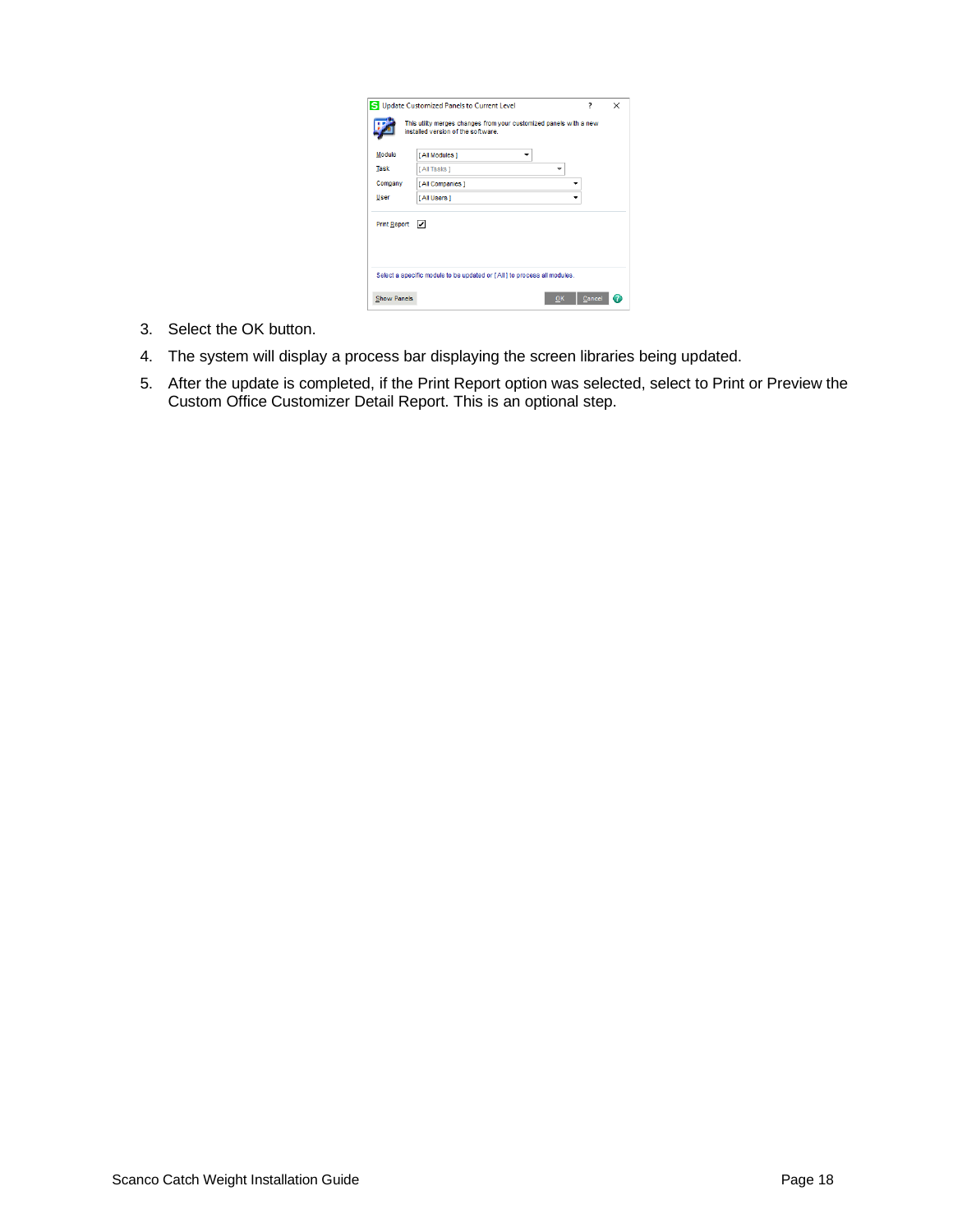3. Select the OK button.
4. The system will display a process bar displaying the screen libraries being updated.
5. After the update is completed, if the Print Report option was selected, select to Print or Preview the Custom Office Customizer Detail Report. This is an optional step.